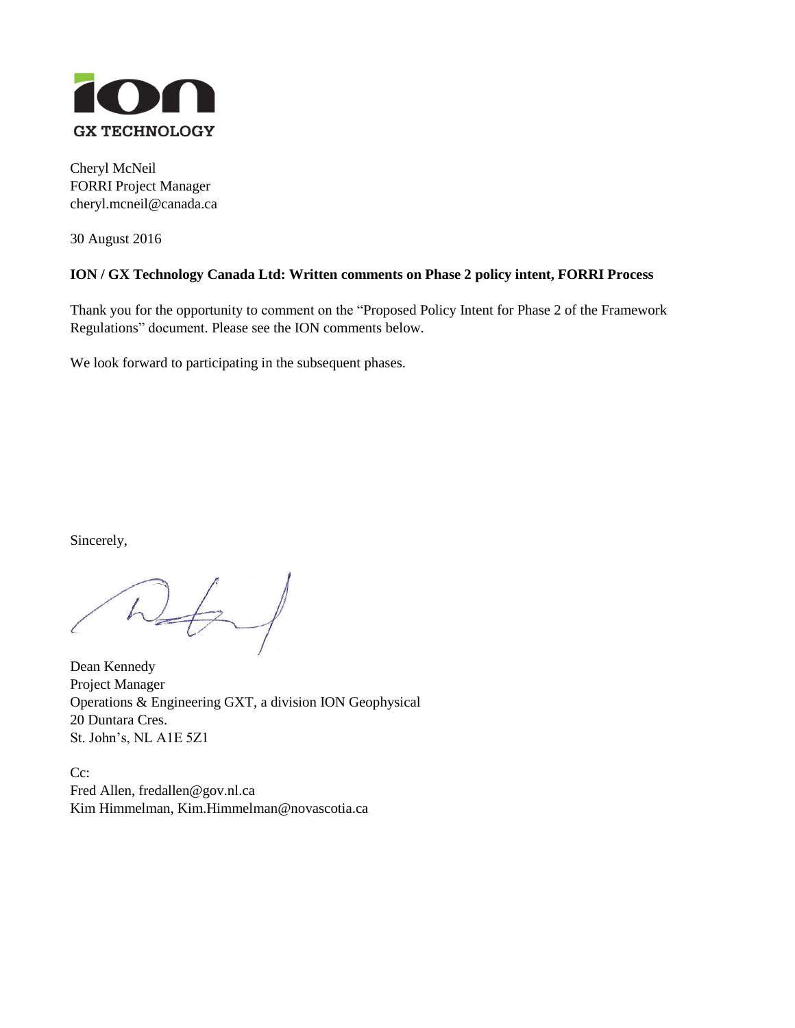ion

GX TECHNOLOGY

Cheryl McNeil  
FORRI Project Manager  
cheryl.mcneil@canada.ca

30 August 2016

**ION / GX Technology Canada Ltd: Written comments on Phase 2 policy intent, FORRI Process**

Thank you for the opportunity to comment on the "Proposed Policy Intent for Phase 2 of the Framework Regulations" document. Please see the ION comments below.

We look forward to participating in the subsequent phases.

Sincerely,

Dean Kennedy  
Project Manager  
Operations & Engineering GXT, a division ION Geophysical  
20 Duntara Cres.  
St. John's, NL A1E 5Z1

Cc:  
Fred Allen, fredallen@gov.nl.ca  
Kim Himmelman, Kim.Himmelman@novascotia.ca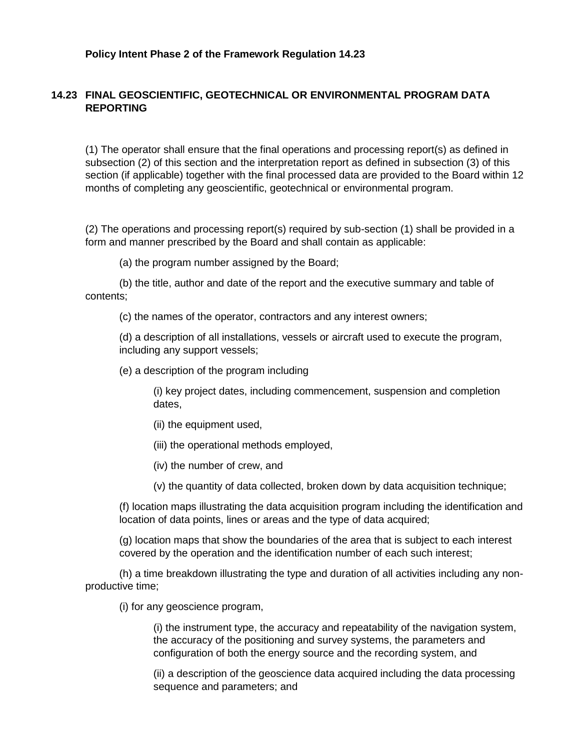**Policy Intent Phase 2 of the Framework Regulation 14.23**

## 14.23 FINAL GEOSCIENTIFIC, GEOTECHNICAL OR ENVIRONMENTAL PROGRAM DATA REPORTING

(1) The operator shall ensure that the final operations and processing report(s) as defined in subsection (2) of this section and the interpretation report as defined in subsection (3) of this section (if applicable) together with the final processed data are provided to the Board within 12 months of completing any geoscientific, geotechnical or environmental program.

(2) The operations and processing report(s) required by sub-section (1) shall be provided in a form and manner prescribed by the Board and shall contain as applicable:

(a) the program number assigned by the Board;

(b) the title, author and date of the report and the executive summary and table of contents;

(c) the names of the operator, contractors and any interest owners;

(d) a description of all installations, vessels or aircraft used to execute the program, including any support vessels;

(e) a description of the program including

(i) key project dates, including commencement, suspension and completion dates,

(ii) the equipment used,

(iii) the operational methods employed,

(iv) the number of crew, and

(v) the quantity of data collected, broken down by data acquisition technique;

(f) location maps illustrating the data acquisition program including the identification and location of data points, lines or areas and the type of data acquired;

(g) location maps that show the boundaries of the area that is subject to each interest covered by the operation and the identification number of each such interest;

(h) a time breakdown illustrating the type and duration of all activities including any non-productive time;

(i) for any geoscience program,

(i) the instrument type, the accuracy and repeatability of the navigation system, the accuracy of the positioning and survey systems, the parameters and configuration of both the energy source and the recording system, and

(ii) a description of the geoscience data acquired including the data processing sequence and parameters; and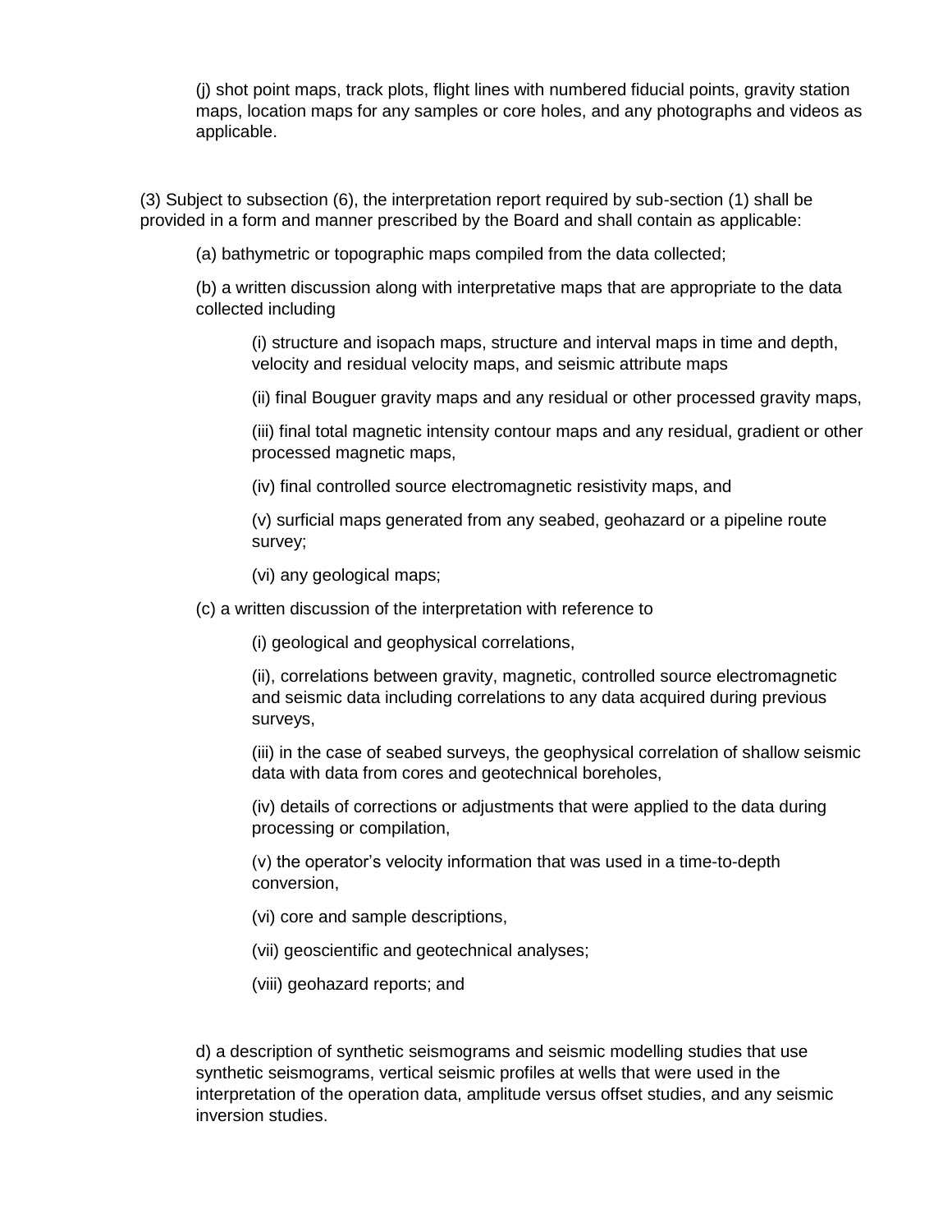(j) shot point maps, track plots, flight lines with numbered fiducial points, gravity station maps, location maps for any samples or core holes, and any photographs and videos as applicable.

(3) Subject to subsection (6), the interpretation report required by sub-section (1) shall be provided in a form and manner prescribed by the Board and shall contain as applicable:

(a) bathymetric or topographic maps compiled from the data collected;

(b) a written discussion along with interpretative maps that are appropriate to the data collected including

(i) structure and isopach maps, structure and interval maps in time and depth, velocity and residual velocity maps, and seismic attribute maps

(ii) final Bouguer gravity maps and any residual or other processed gravity maps,

(iii) final total magnetic intensity contour maps and any residual, gradient or other processed magnetic maps,

(iv) final controlled source electromagnetic resistivity maps, and

(v) surficial maps generated from any seabed, geohazard or a pipeline route survey;

(vi) any geological maps;

(c) a written discussion of the interpretation with reference to

(i) geological and geophysical correlations,

(ii), correlations between gravity, magnetic, controlled source electromagnetic and seismic data including correlations to any data acquired during previous surveys,

(iii) in the case of seabed surveys, the geophysical correlation of shallow seismic data with data from cores and geotechnical boreholes,

(iv) details of corrections or adjustments that were applied to the data during processing or compilation,

(v) the operator's velocity information that was used in a time-to-depth conversion,

(vi) core and sample descriptions,

(vii) geoscientific and geotechnical analyses;

(viii) geohazard reports; and

d) a description of synthetic seismograms and seismic modelling studies that use synthetic seismograms, vertical seismic profiles at wells that were used in the interpretation of the operation data, amplitude versus offset studies, and any seismic inversion studies.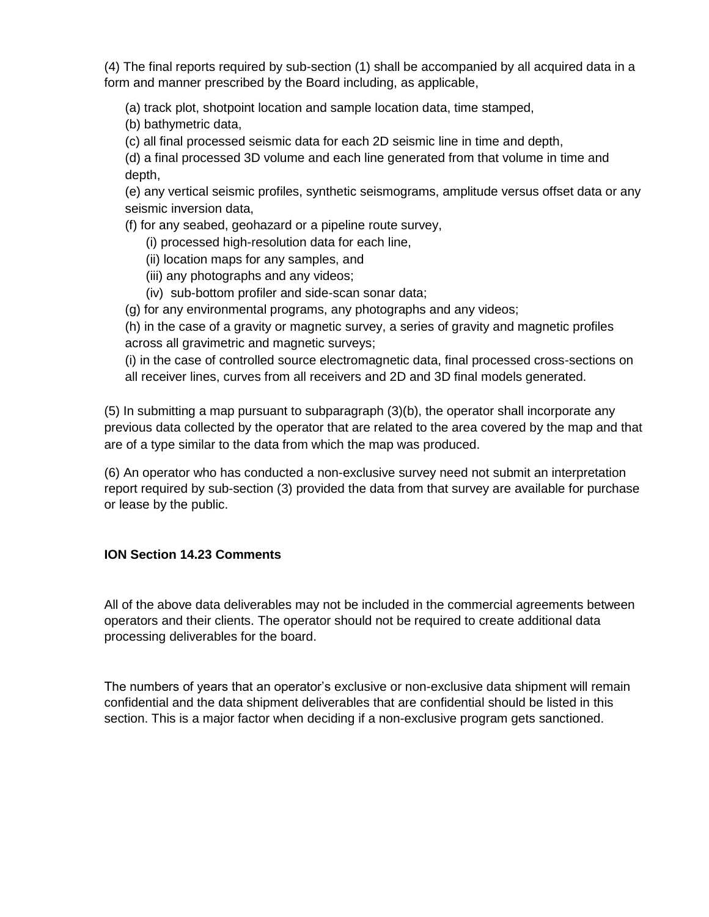(4) The final reports required by sub-section (1) shall be accompanied by all acquired data in a form and manner prescribed by the Board including, as applicable,

- (a) track plot, shotpoint location and sample location data, time stamped,
- (b) bathymetric data,
- (c) all final processed seismic data for each 2D seismic line in time and depth,
- (d) a final processed 3D volume and each line generated from that volume in time and depth,
- (e) any vertical seismic profiles, synthetic seismograms, amplitude versus offset data or any seismic inversion data,
- (f) for any seabed, geohazard or a pipeline route survey,
  - (i) processed high-resolution data for each line,
  - (ii) location maps for any samples, and
  - (iii) any photographs and any videos;
  - (iv) sub-bottom profiler and side-scan sonar data;
- (g) for any environmental programs, any photographs and any videos;
- (h) in the case of a gravity or magnetic survey, a series of gravity and magnetic profiles across all gravimetric and magnetic surveys;
- (i) in the case of controlled source electromagnetic data, final processed cross-sections on all receiver lines, curves from all receivers and 2D and 3D final models generated.

(5) In submitting a map pursuant to subparagraph (3)(b), the operator shall incorporate any previous data collected by the operator that are related to the area covered by the map and that are of a type similar to the data from which the map was produced.

(6) An operator who has conducted a non-exclusive survey need not submit an interpretation report required by sub-section (3) provided the data from that survey are available for purchase or lease by the public.

**ION Section 14.23 Comments**

All of the above data deliverables may not be included in the commercial agreements between operators and their clients. The operator should not be required to create additional data processing deliverables for the board.

The numbers of years that an operator's exclusive or non-exclusive data shipment will remain confidential and the data shipment deliverables that are confidential should be listed in this section. This is a major factor when deciding if a non-exclusive program gets sanctioned.